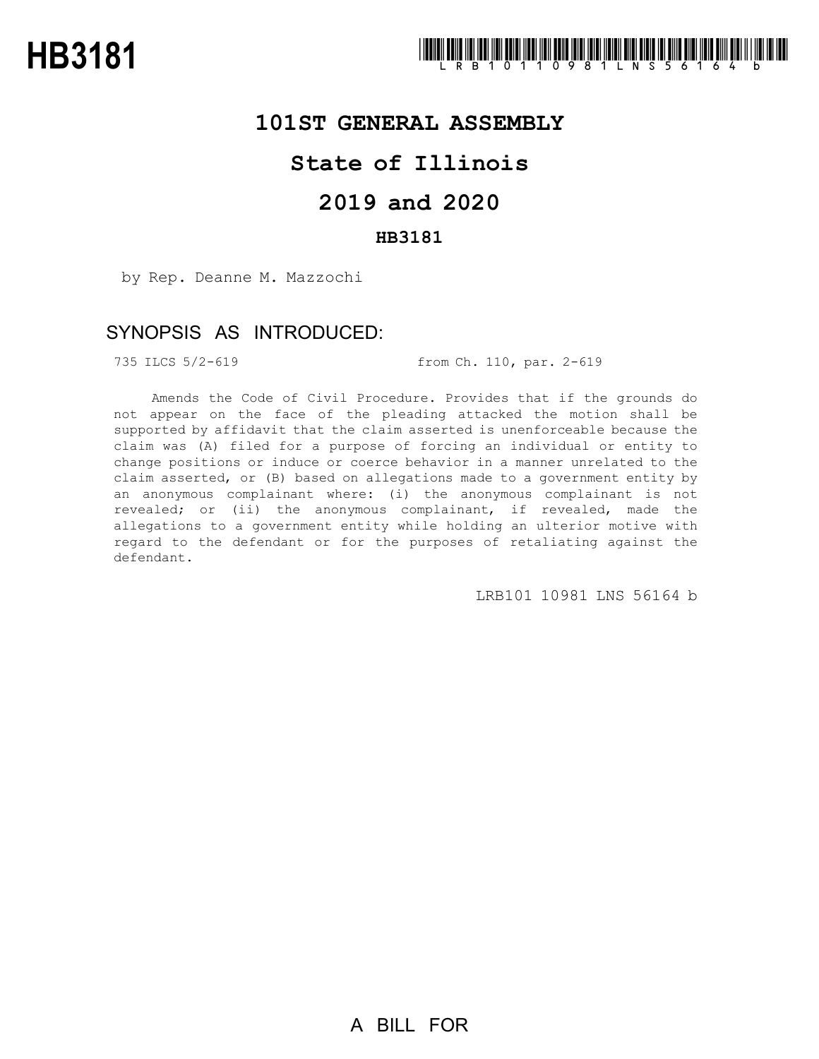# HB3181

LRB101 10981 LNS 56164 b

## 101ST GENERAL ASSEMBLY

## State of Illinois

## 2019 and 2020

### HB3181

by Rep. Deanne M. Mazzochi

## SYNOPSIS AS INTRODUCED:

735 ILCS 5/2-619 from Ch. 110, par. 2-619

Amends the Code of Civil Procedure. Provides that if the grounds do not appear on the face of the pleading attacked the motion shall be supported by affidavit that the claim asserted is unenforceable because the claim was (A) filed for a purpose of forcing an individual or entity to change positions or induce or coerce behavior in a manner unrelated to the claim asserted, or (B) based on allegations made to a government entity by an anonymous complainant where: (i) the anonymous complainant is not revealed; or (ii) the anonymous complainant, if revealed, made the allegations to a government entity while holding an ulterior motive with regard to the defendant or for the purposes of retaliating against the defendant.

LRB101 10981 LNS 56164 b

A BILL FOR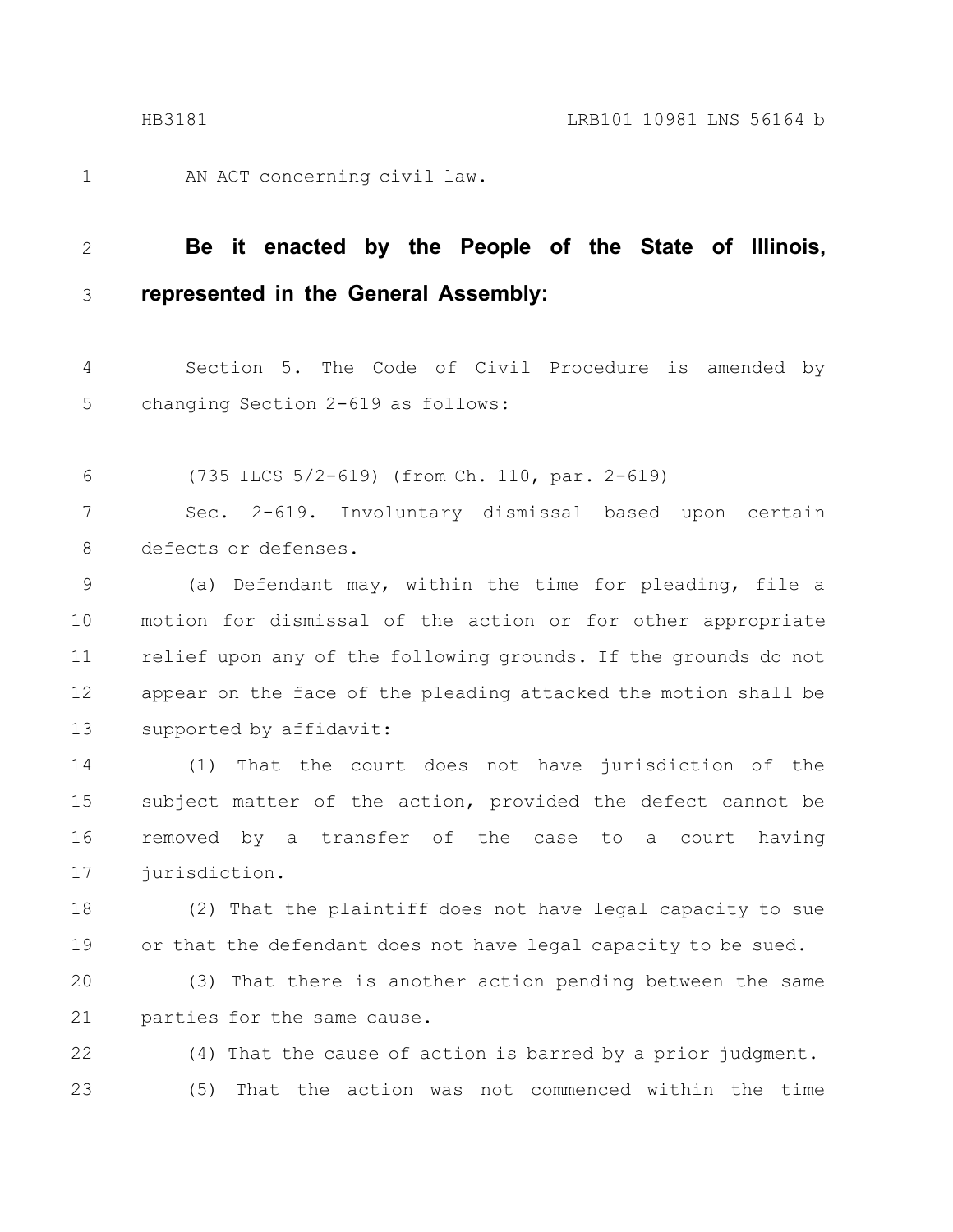AN ACT concerning civil law.

**Be it enacted by the People of the State of Illinois, represented in the General Assembly:**

Section 5. The Code of Civil Procedure is amended by changing Section 2-619 as follows:

(735 ILCS 5/2-619) (from Ch. 110, par. 2-619)

Sec. 2-619. Involuntary dismissal based upon certain defects or defenses.

(a) Defendant may, within the time for pleading, file a motion for dismissal of the action or for other appropriate relief upon any of the following grounds. If the grounds do not appear on the face of the pleading attacked the motion shall be supported by affidavit:

(1) That the court does not have jurisdiction of the subject matter of the action, provided the defect cannot be removed by a transfer of the case to a court having jurisdiction.

(2) That the plaintiff does not have legal capacity to sue or that the defendant does not have legal capacity to be sued.

(3) That there is another action pending between the same parties for the same cause.

(4) That the cause of action is barred by a prior judgment.

(5) That the action was not commenced within the time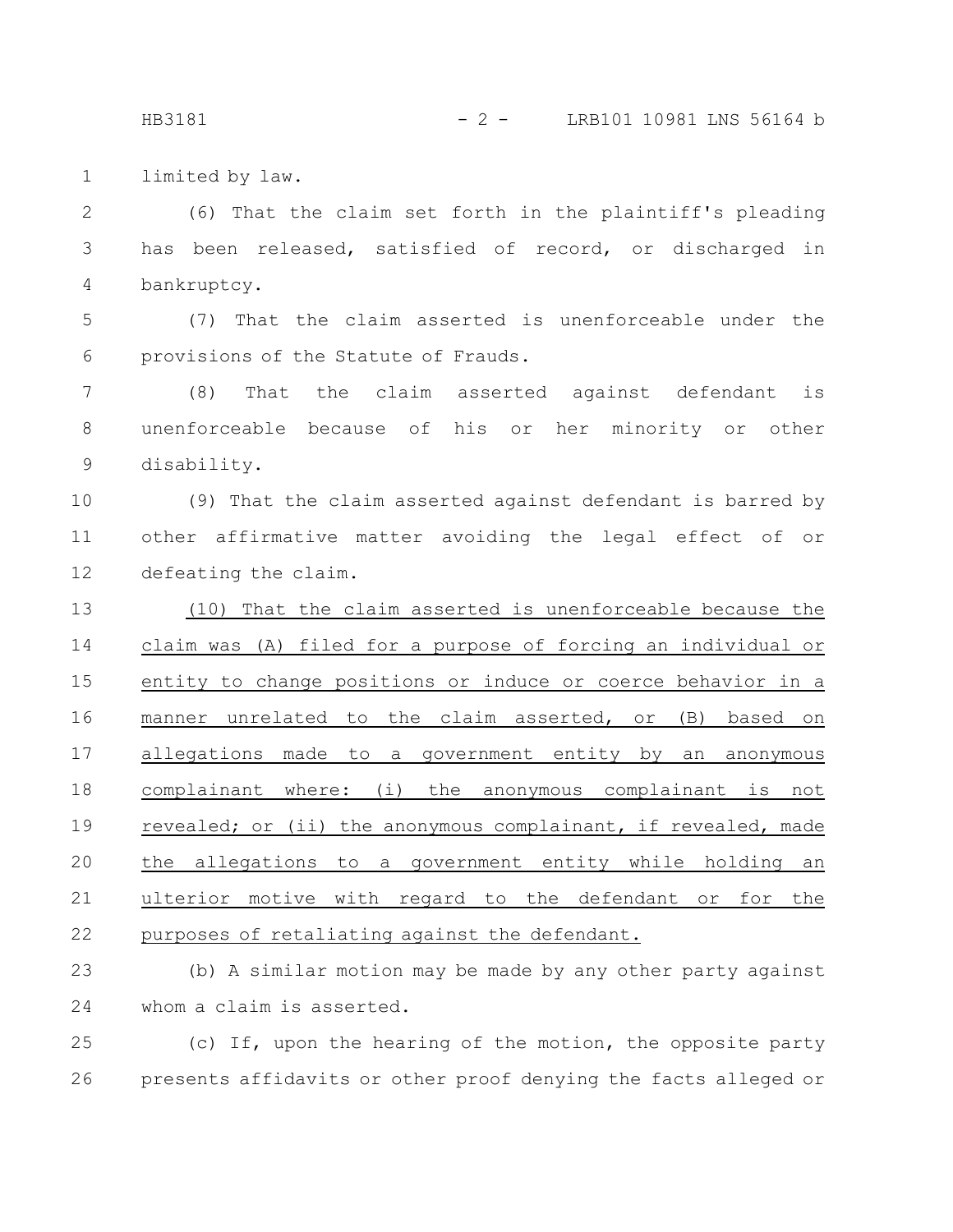limited by law.

(6) That the claim set forth in the plaintiff's pleading has been released, satisfied of record, or discharged in bankruptcy.

(7) That the claim asserted is unenforceable under the provisions of the Statute of Frauds.

(8) That the claim asserted against defendant is unenforceable because of his or her minority or other disability.

(9) That the claim asserted against defendant is barred by other affirmative matter avoiding the legal effect of or defeating the claim.

<u>(10) That the claim asserted is unenforceable because the claim was (A) filed for a purpose of forcing an individual or entity to change positions or induce or coerce behavior in a manner unrelated to the claim asserted, or (B) based on allegations made to a government entity by an anonymous complainant where: (i) the anonymous complainant is not revealed; or (ii) the anonymous complainant, if revealed, made the allegations to a government entity while holding an ulterior motive with regard to the defendant or for the purposes of retaliating against the defendant.</u>

(b) A similar motion may be made by any other party against whom a claim is asserted.

(c) If, upon the hearing of the motion, the opposite party presents affidavits or other proof denying the facts alleged or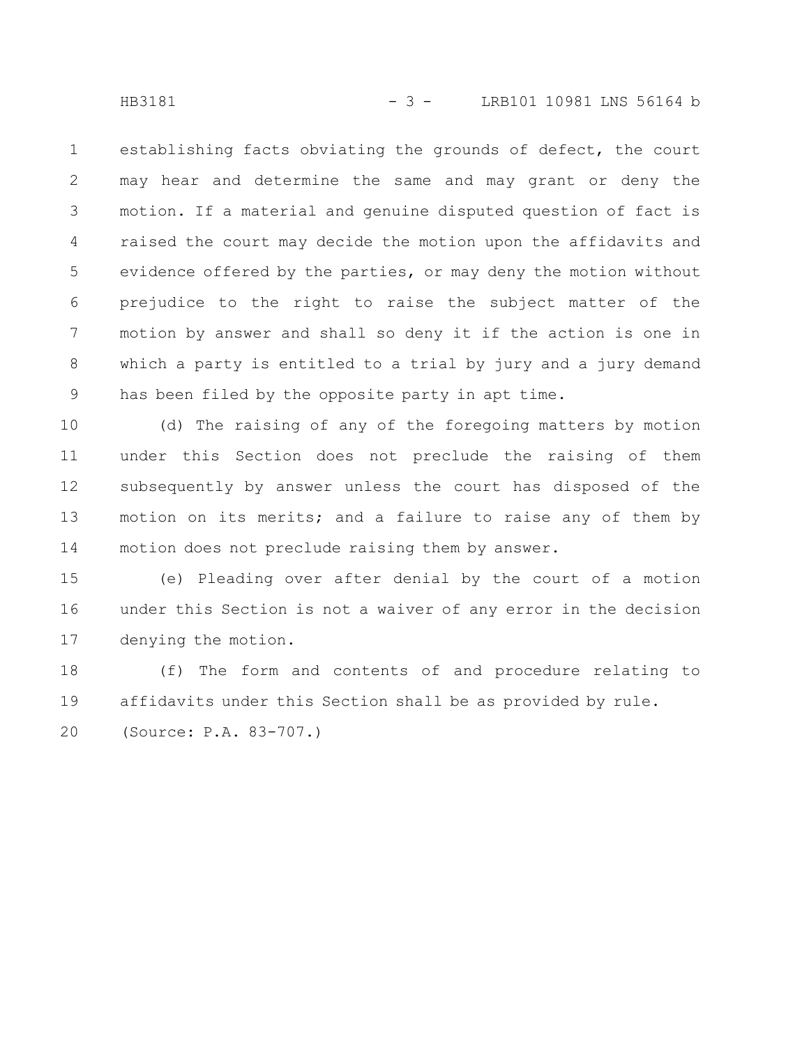establishing facts obviating the grounds of defect, the court may hear and determine the same and may grant or deny the motion. If a material and genuine disputed question of fact is raised the court may decide the motion upon the affidavits and evidence offered by the parties, or may deny the motion without prejudice to the right to raise the subject matter of the motion by answer and shall so deny it if the action is one in which a party is entitled to a trial by jury and a jury demand has been filed by the opposite party in apt time.

(d) The raising of any of the foregoing matters by motion under this Section does not preclude the raising of them subsequently by answer unless the court has disposed of the motion on its merits; and a failure to raise any of them by motion does not preclude raising them by answer.

(e) Pleading over after denial by the court of a motion under this Section is not a waiver of any error in the decision denying the motion.

(f) The form and contents of and procedure relating to affidavits under this Section shall be as provided by rule.

(Source: P.A. 83-707.)